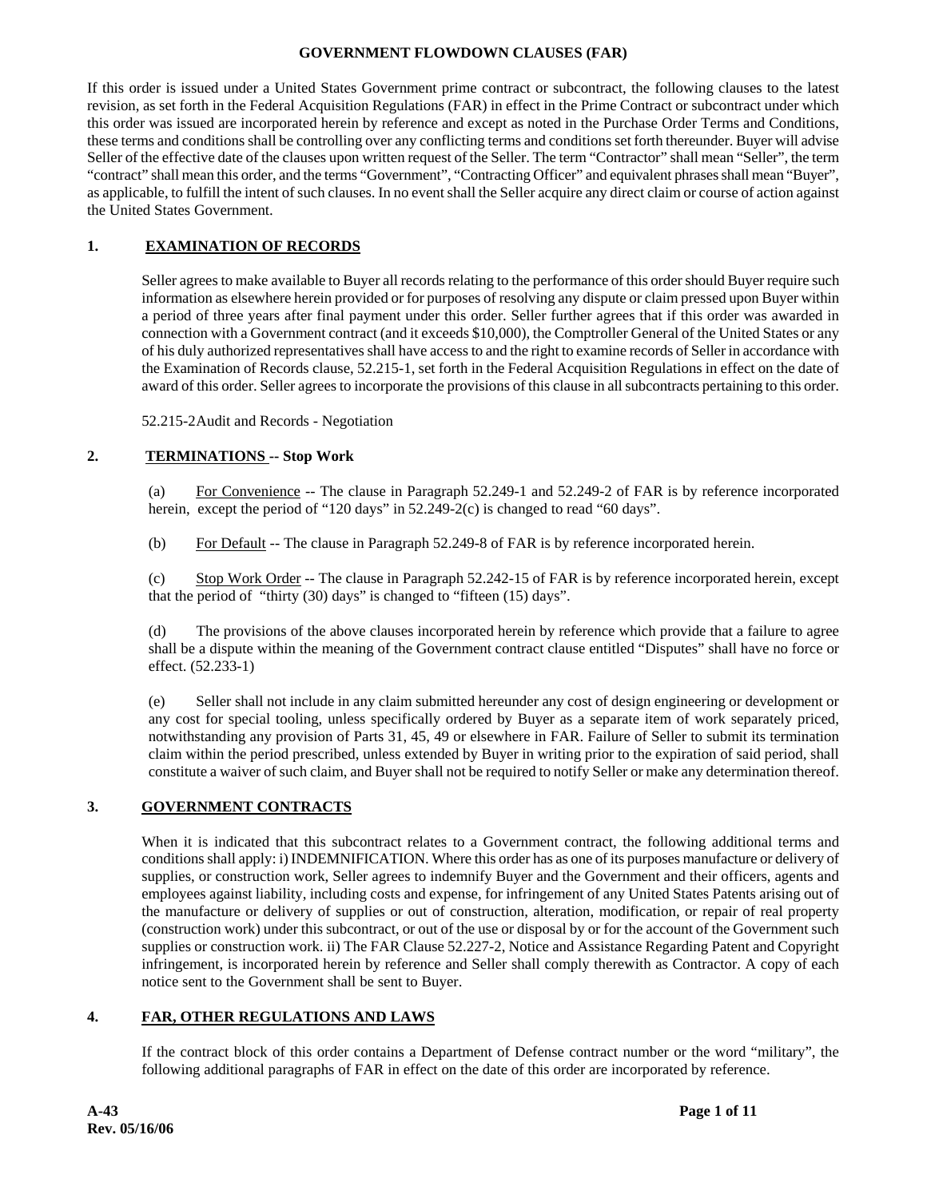# GOVERNMENT FLOWDOWN CLAUSES (FAR)

If this order is issued under a United States Government prime contract or subcontract, the following clauses to the latest revision, as set forth in the Federal Acquisition Regulations (FAR) in effect in the Prime Contract or subcontract under which this order was issued are incorporated herein by reference and except as noted in the Purchase Order Terms and Conditions, these terms and conditions shall be controlling over any conflicting terms and conditions set forth thereunder. Buyer will advise Seller of the effective date of the clauses upon written request of the Seller. The term "Contractor" shall mean "Seller", the term "contract" shall mean this order, and the terms "Government", "Contracting Officer" and equivalent phrases shall mean "Buyer", as applicable, to fulfill the intent of such clauses. In no event shall the Seller acquire any direct claim or course of action against the United States Government.

## 1. EXAMINATION OF RECORDS

Seller agrees to make available to Buyer all records relating to the performance of this order should Buyer require such information as elsewhere herein provided or for purposes of resolving any dispute or claim pressed upon Buyer within a period of three years after final payment under this order. Seller further agrees that if this order was awarded in connection with a Government contract (and it exceeds $10,000), the Comptroller General of the United States or any of his duly authorized representatives shall have access to and the right to examine records of Seller in accordance with the Examination of Records clause, 52.215-1, set forth in the Federal Acquisition Regulations in effect on the date of award of this order. Seller agrees to incorporate the provisions of this clause in all subcontracts pertaining to this order.

52.215-2 Audit and Records - Negotiation

## 2. TERMINATIONS -- Stop Work

(a) For Convenience -- The clause in Paragraph 52.249-1 and 52.249-2 of FAR is by reference incorporated herein, except the period of "120 days" in 52.249-2(c) is changed to read "60 days".

(b) For Default -- The clause in Paragraph 52.249-8 of FAR is by reference incorporated herein.

(c) Stop Work Order -- The clause in Paragraph 52.242-15 of FAR is by reference incorporated herein, except that the period of "thirty (30) days" is changed to "fifteen (15) days".

(d) The provisions of the above clauses incorporated herein by reference which provide that a failure to agree shall be a dispute within the meaning of the Government contract clause entitled "Disputes" shall have no force or effect. (52.233-1)

(e) Seller shall not include in any claim submitted hereunder any cost of design engineering or development or any cost for special tooling, unless specifically ordered by Buyer as a separate item of work separately priced, notwithstanding any provision of Parts 31, 45, 49 or elsewhere in FAR. Failure of Seller to submit its termination claim within the period prescribed, unless extended by Buyer in writing prior to the expiration of said period, shall constitute a waiver of such claim, and Buyer shall not be required to notify Seller or make any determination thereof.

## 3. GOVERNMENT CONTRACTS

When it is indicated that this subcontract relates to a Government contract, the following additional terms and conditions shall apply: i) INDEMNIFICATION. Where this order has as one of its purposes manufacture or delivery of supplies, or construction work, Seller agrees to indemnify Buyer and the Government and their officers, agents and employees against liability, including costs and expense, for infringement of any United States Patents arising out of the manufacture or delivery of supplies or out of construction, alteration, modification, or repair of real property (construction work) under this subcontract, or out of the use or disposal by or for the account of the Government such supplies or construction work. ii) The FAR Clause 52.227-2, Notice and Assistance Regarding Patent and Copyright infringement, is incorporated herein by reference and Seller shall comply therewith as Contractor. A copy of each notice sent to the Government shall be sent to Buyer.

## 4. FAR, OTHER REGULATIONS AND LAWS

If the contract block of this order contains a Department of Defense contract number or the word "military", the following additional paragraphs of FAR in effect on the date of this order are incorporated by reference.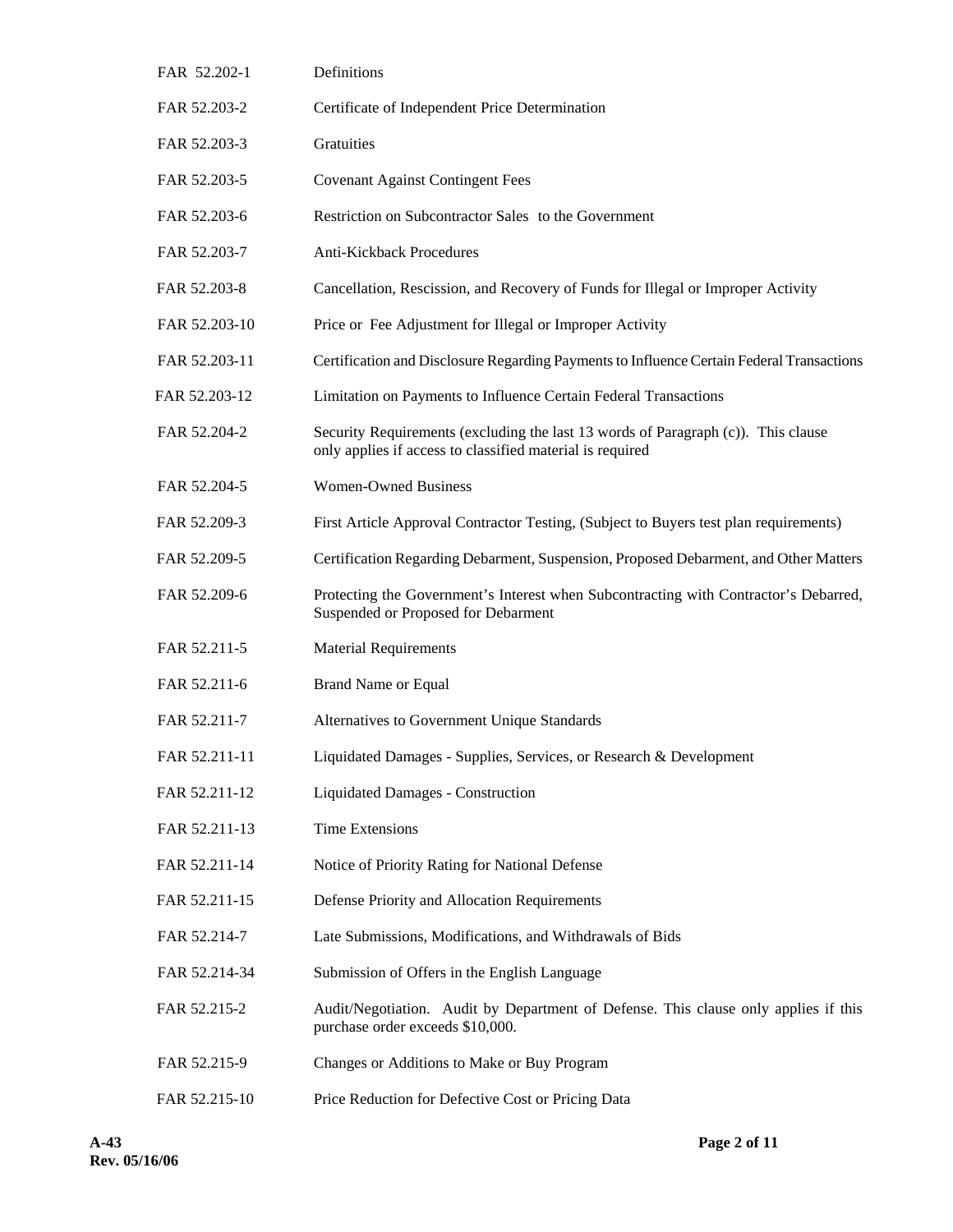| | |
|---|---|
| FAR 52.202-1 | Definitions |
| FAR 52.203-2 | Certificate of Independent Price Determination |
| FAR 52.203-3 | Gratuities |
| FAR 52.203-5 | Covenant Against Contingent Fees |
| FAR 52.203-6 | Restriction on Subcontractor Sales to the Government |
| FAR 52.203-7 | Anti-Kickback Procedures |
| FAR 52.203-8 | Cancellation, Rescission, and Recovery of Funds for Illegal or Improper Activity |
| FAR 52.203-10 | Price or Fee Adjustment for Illegal or Improper Activity |
| FAR 52.203-11 | Certification and Disclosure Regarding Payments to Influence Certain Federal Transactions |
| FAR 52.203-12 | Limitation on Payments to Influence Certain Federal Transactions |
| FAR 52.204-2 | Security Requirements (excluding the last 13 words of Paragraph (c)). This clause only applies if access to classified material is required |
| FAR 52.204-5 | Women-Owned Business |
| FAR 52.209-3 | First Article Approval Contractor Testing, (Subject to Buyers test plan requirements) |
| FAR 52.209-5 | Certification Regarding Debarment, Suspension, Proposed Debarment, and Other Matters |
| FAR 52.209-6 | Protecting the Government's Interest when Subcontracting with Contractor's Debarred, Suspended or Proposed for Debarment |
| FAR 52.211-5 | Material Requirements |
| FAR 52.211-6 | Brand Name or Equal |
| FAR 52.211-7 | Alternatives to Government Unique Standards |
| FAR 52.211-11 | Liquidated Damages - Supplies, Services, or Research & Development |
| FAR 52.211-12 | Liquidated Damages - Construction |
| FAR 52.211-13 | Time Extensions |
| FAR 52.211-14 | Notice of Priority Rating for National Defense |
| FAR 52.211-15 | Defense Priority and Allocation Requirements |
| FAR 52.214-7 | Late Submissions, Modifications, and Withdrawals of Bids |
| FAR 52.214-34 | Submission of Offers in the English Language |
| FAR 52.215-2 | Audit/Negotiation. Audit by Department of Defense. This clause only applies if this purchase order exceeds $10,000. |
| FAR 52.215-9 | Changes or Additions to Make or Buy Program |
| FAR 52.215-10 | Price Reduction for Defective Cost or Pricing Data |

A-43
Rev. 05/16/06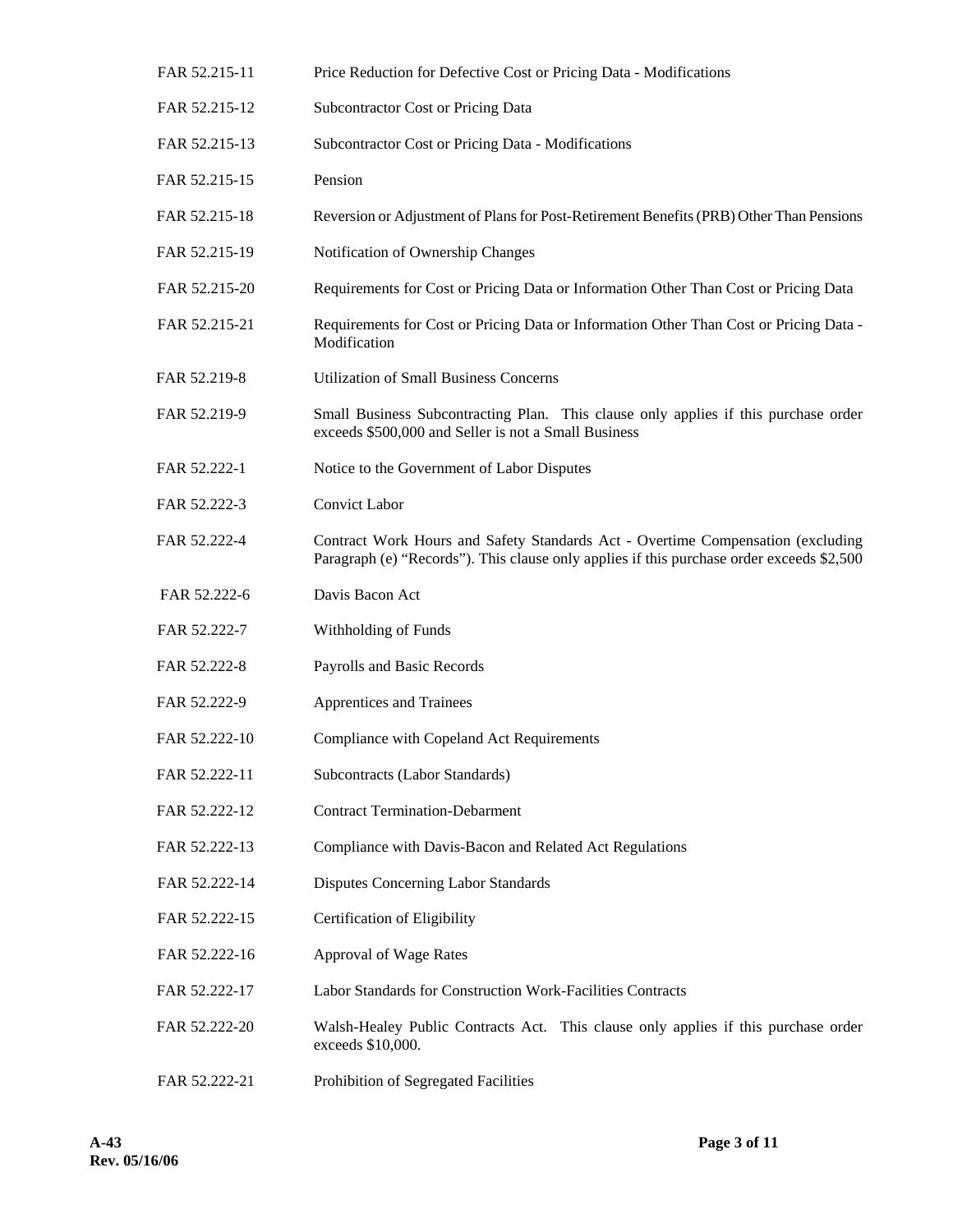| | |
|---|---|
| FAR 52.215-11 | Price Reduction for Defective Cost or Pricing Data - Modifications |
| FAR 52.215-12 | Subcontractor Cost or Pricing Data |
| FAR 52.215-13 | Subcontractor Cost or Pricing Data - Modifications |
| FAR 52.215-15 | Pension |
| FAR 52.215-18 | Reversion or Adjustment of Plans for Post-Retirement Benefits (PRB) Other Than Pensions |
| FAR 52.215-19 | Notification of Ownership Changes |
| FAR 52.215-20 | Requirements for Cost or Pricing Data or Information Other Than Cost or Pricing Data |
| FAR 52.215-21 | Requirements for Cost or Pricing Data or Information Other Than Cost or Pricing Data - Modification |
| FAR 52.219-8 | Utilization of Small Business Concerns |
| FAR 52.219-9 | Small Business Subcontracting Plan. This clause only applies if this purchase order exceeds $500,000 and Seller is not a Small Business |
| FAR 52.222-1 | Notice to the Government of Labor Disputes |
| FAR 52.222-3 | Convict Labor |
| FAR 52.222-4 | Contract Work Hours and Safety Standards Act - Overtime Compensation (excluding Paragraph (e) "Records"). This clause only applies if this purchase order exceeds $2,500 |
| FAR 52.222-6 | Davis Bacon Act |
| FAR 52.222-7 | Withholding of Funds |
| FAR 52.222-8 | Payrolls and Basic Records |
| FAR 52.222-9 | Apprentices and Trainees |
| FAR 52.222-10 | Compliance with Copeland Act Requirements |
| FAR 52.222-11 | Subcontracts (Labor Standards) |
| FAR 52.222-12 | Contract Termination-Debarment |
| FAR 52.222-13 | Compliance with Davis-Bacon and Related Act Regulations |
| FAR 52.222-14 | Disputes Concerning Labor Standards |
| FAR 52.222-15 | Certification of Eligibility |
| FAR 52.222-16 | Approval of Wage Rates |
| FAR 52.222-17 | Labor Standards for Construction Work-Facilities Contracts |
| FAR 52.222-20 | Walsh-Healey Public Contracts Act. This clause only applies if this purchase order exceeds $10,000. |
| FAR 52.222-21 | Prohibition of Segregated Facilities |

**A-43**
**Rev. 05/16/06**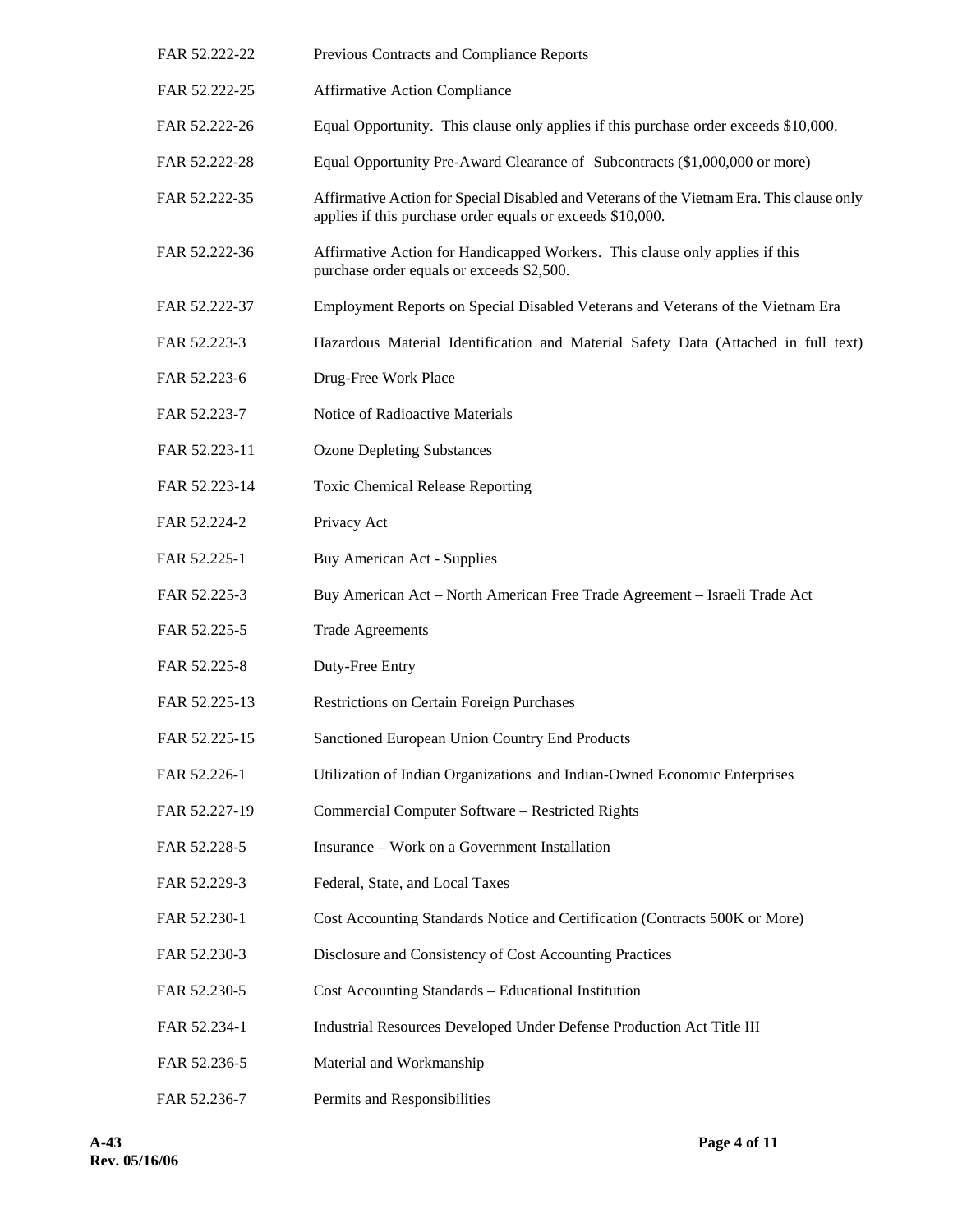| | |
|---|---|
| FAR 52.222-22 | Previous Contracts and Compliance Reports |
| FAR 52.222-25 | Affirmative Action Compliance |
| FAR 52.222-26 | Equal Opportunity. This clause only applies if this purchase order exceeds $10,000. |
| FAR 52.222-28 | Equal Opportunity Pre-Award Clearance of Subcontracts ($1,000,000 or more) |
| FAR 52.222-35 | Affirmative Action for Special Disabled and Veterans of the Vietnam Era. This clause only applies if this purchase order equals or exceeds $10,000. |
| FAR 52.222-36 | Affirmative Action for Handicapped Workers. This clause only applies if this purchase order equals or exceeds $2,500. |
| FAR 52.222-37 | Employment Reports on Special Disabled Veterans and Veterans of the Vietnam Era |
| FAR 52.223-3 | Hazardous Material Identification and Material Safety Data (Attached in full text) |
| FAR 52.223-6 | Drug-Free Work Place |
| FAR 52.223-7 | Notice of Radioactive Materials |
| FAR 52.223-11 | Ozone Depleting Substances |
| FAR 52.223-14 | Toxic Chemical Release Reporting |
| FAR 52.224-2 | Privacy Act |
| FAR 52.225-1 | Buy American Act - Supplies |
| FAR 52.225-3 | Buy American Act – North American Free Trade Agreement – Israeli Trade Act |
| FAR 52.225-5 | Trade Agreements |
| FAR 52.225-8 | Duty-Free Entry |
| FAR 52.225-13 | Restrictions on Certain Foreign Purchases |
| FAR 52.225-15 | Sanctioned European Union Country End Products |
| FAR 52.226-1 | Utilization of Indian Organizations and Indian-Owned Economic Enterprises |
| FAR 52.227-19 | Commercial Computer Software – Restricted Rights |
| FAR 52.228-5 | Insurance – Work on a Government Installation |
| FAR 52.229-3 | Federal, State, and Local Taxes |
| FAR 52.230-1 | Cost Accounting Standards Notice and Certification (Contracts 500K or More) |
| FAR 52.230-3 | Disclosure and Consistency of Cost Accounting Practices |
| FAR 52.230-5 | Cost Accounting Standards – Educational Institution |
| FAR 52.234-1 | Industrial Resources Developed Under Defense Production Act Title III |
| FAR 52.236-5 | Material and Workmanship |
| FAR 52.236-7 | Permits and Responsibilities |

**A-43**
**Rev. 05/16/06**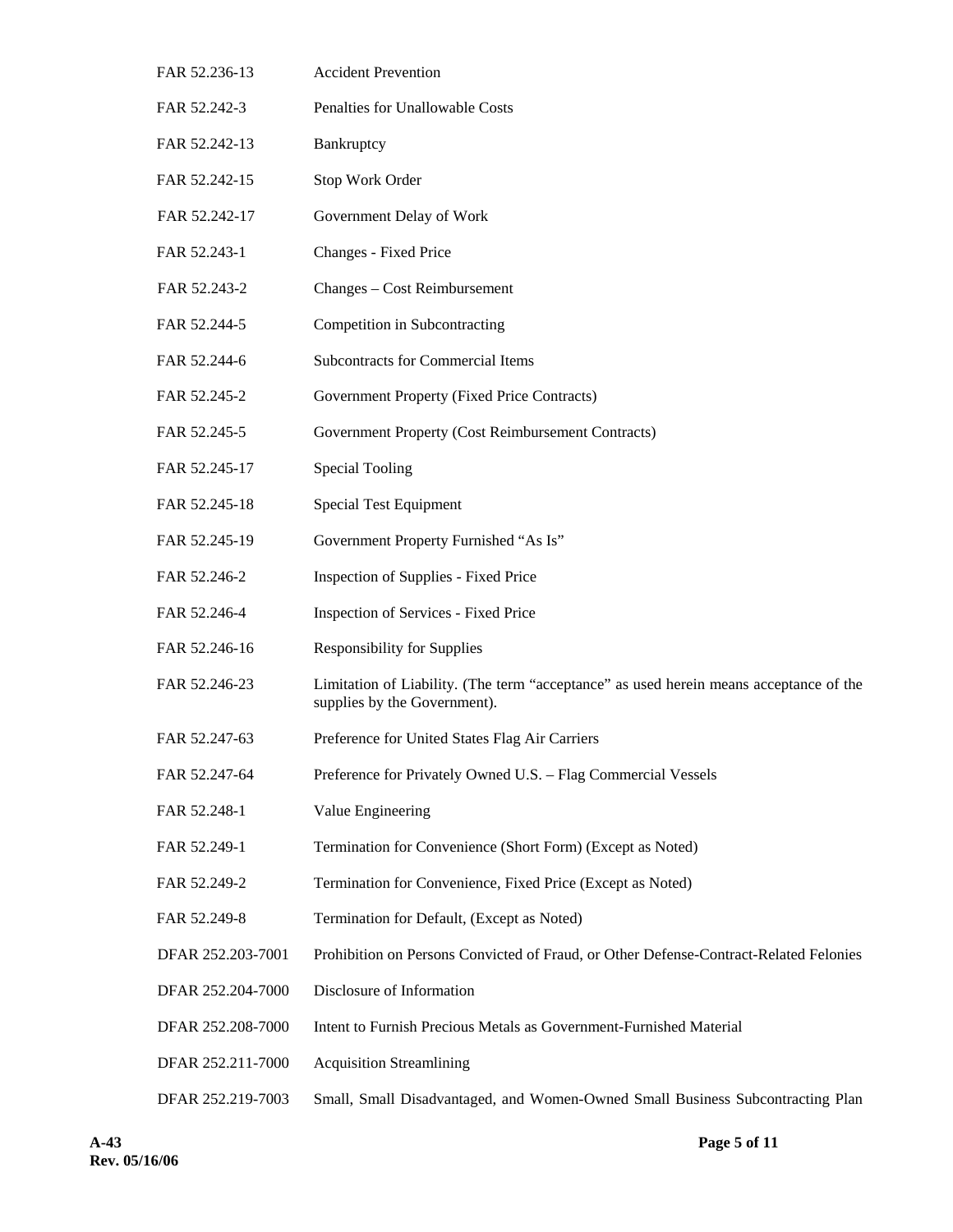| | |
|---|---|
| FAR 52.236-13 | Accident Prevention |
| FAR 52.242-3 | Penalties for Unallowable Costs |
| FAR 52.242-13 | Bankruptcy |
| FAR 52.242-15 | Stop Work Order |
| FAR 52.242-17 | Government Delay of Work |
| FAR 52.243-1 | Changes - Fixed Price |
| FAR 52.243-2 | Changes – Cost Reimbursement |
| FAR 52.244-5 | Competition in Subcontracting |
| FAR 52.244-6 | Subcontracts for Commercial Items |
| FAR 52.245-2 | Government Property (Fixed Price Contracts) |
| FAR 52.245-5 | Government Property (Cost Reimbursement Contracts) |
| FAR 52.245-17 | Special Tooling |
| FAR 52.245-18 | Special Test Equipment |
| FAR 52.245-19 | Government Property Furnished "As Is" |
| FAR 52.246-2 | Inspection of Supplies - Fixed Price |
| FAR 52.246-4 | Inspection of Services - Fixed Price |
| FAR 52.246-16 | Responsibility for Supplies |
| FAR 52.246-23 | Limitation of Liability. (The term "acceptance" as used herein means acceptance of the supplies by the Government). |
| FAR 52.247-63 | Preference for United States Flag Air Carriers |
| FAR 52.247-64 | Preference for Privately Owned U.S. – Flag Commercial Vessels |
| FAR 52.248-1 | Value Engineering |
| FAR 52.249-1 | Termination for Convenience (Short Form) (Except as Noted) |
| FAR 52.249-2 | Termination for Convenience, Fixed Price (Except as Noted) |
| FAR 52.249-8 | Termination for Default, (Except as Noted) |
| DFAR 252.203-7001 | Prohibition on Persons Convicted of Fraud, or Other Defense-Contract-Related Felonies |
| DFAR 252.204-7000 | Disclosure of Information |
| DFAR 252.208-7000 | Intent to Furnish Precious Metals as Government-Furnished Material |
| DFAR 252.211-7000 | Acquisition Streamlining |
| DFAR 252.219-7003 | Small, Small Disadvantaged, and Women-Owned Small Business Subcontracting Plan |

A-43
Rev. 05/16/06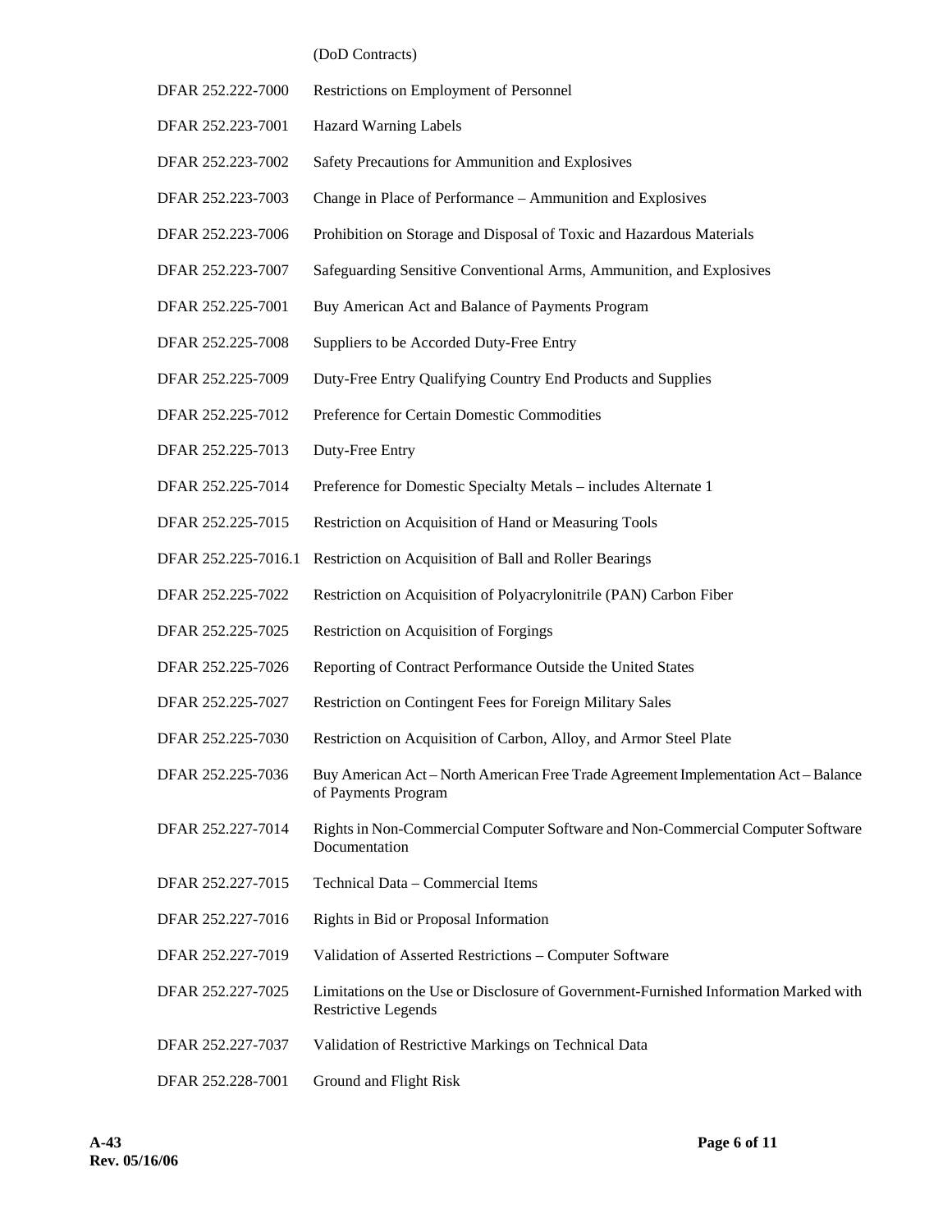(DoD Contracts)

| | |
|---|---|
| DFAR 252.222-7000 | Restrictions on Employment of Personnel |
| DFAR 252.223-7001 | Hazard Warning Labels |
| DFAR 252.223-7002 | Safety Precautions for Ammunition and Explosives |
| DFAR 252.223-7003 | Change in Place of Performance – Ammunition and Explosives |
| DFAR 252.223-7006 | Prohibition on Storage and Disposal of Toxic and Hazardous Materials |
| DFAR 252.223-7007 | Safeguarding Sensitive Conventional Arms, Ammunition, and Explosives |
| DFAR 252.225-7001 | Buy American Act and Balance of Payments Program |
| DFAR 252.225-7008 | Suppliers to be Accorded Duty-Free Entry |
| DFAR 252.225-7009 | Duty-Free Entry Qualifying Country End Products and Supplies |
| DFAR 252.225-7012 | Preference for Certain Domestic Commodities |
| DFAR 252.225-7013 | Duty-Free Entry |
| DFAR 252.225-7014 | Preference for Domestic Specialty Metals – includes Alternate 1 |
| DFAR 252.225-7015 | Restriction on Acquisition of Hand or Measuring Tools |
| DFAR 252.225-7016.1 | Restriction on Acquisition of Ball and Roller Bearings |
| DFAR 252.225-7022 | Restriction on Acquisition of Polyacrylonitrile (PAN) Carbon Fiber |
| DFAR 252.225-7025 | Restriction on Acquisition of Forgings |
| DFAR 252.225-7026 | Reporting of Contract Performance Outside the United States |
| DFAR 252.225-7027 | Restriction on Contingent Fees for Foreign Military Sales |
| DFAR 252.225-7030 | Restriction on Acquisition of Carbon, Alloy, and Armor Steel Plate |
| DFAR 252.225-7036 | Buy American Act – North American Free Trade Agreement Implementation Act – Balance of Payments Program |
| DFAR 252.227-7014 | Rights in Non-Commercial Computer Software and Non-Commercial Computer Software Documentation |
| DFAR 252.227-7015 | Technical Data – Commercial Items |
| DFAR 252.227-7016 | Rights in Bid or Proposal Information |
| DFAR 252.227-7019 | Validation of Asserted Restrictions – Computer Software |
| DFAR 252.227-7025 | Limitations on the Use or Disclosure of Government-Furnished Information Marked with Restrictive Legends |
| DFAR 252.227-7037 | Validation of Restrictive Markings on Technical Data |
| DFAR 252.228-7001 | Ground and Flight Risk |

**A-43**
**Rev. 05/16/06**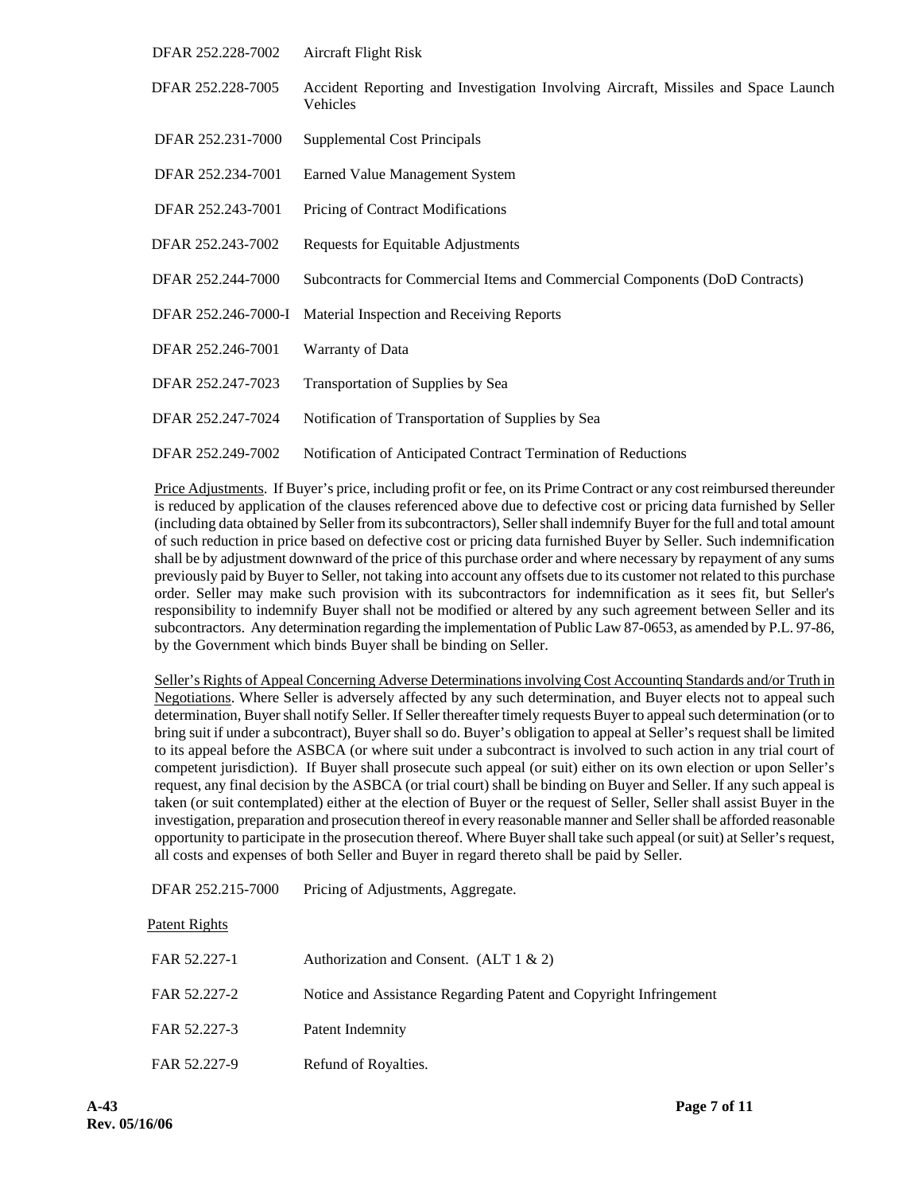| | |
|---|---|
| DFAR 252.228-7002 | Aircraft Flight Risk |
| DFAR 252.228-7005 | Accident Reporting and Investigation Involving Aircraft, Missiles and Space Launch Vehicles |
| DFAR 252.231-7000 | Supplemental Cost Principals |
| DFAR 252.234-7001 | Earned Value Management System |
| DFAR 252.243-7001 | Pricing of Contract Modifications |
| DFAR 252.243-7002 | Requests for Equitable Adjustments |
| DFAR 252.244-7000 | Subcontracts for Commercial Items and Commercial Components (DoD Contracts) |
| DFAR 252.246-7000-I | Material Inspection and Receiving Reports |
| DFAR 252.246-7001 | Warranty of Data |
| DFAR 252.247-7023 | Transportation of Supplies by Sea |
| DFAR 252.247-7024 | Notification of Transportation of Supplies by Sea |
| DFAR 252.249-7002 | Notification of Anticipated Contract Termination of Reductions |

Price Adjustments. If Buyer's price, including profit or fee, on its Prime Contract or any cost reimbursed thereunder is reduced by application of the clauses referenced above due to defective cost or pricing data furnished by Seller (including data obtained by Seller from its subcontractors), Seller shall indemnify Buyer for the full and total amount of such reduction in price based on defective cost or pricing data furnished Buyer by Seller. Such indemnification shall be by adjustment downward of the price of this purchase order and where necessary by repayment of any sums previously paid by Buyer to Seller, not taking into account any offsets due to its customer not related to this purchase order. Seller may make such provision with its subcontractors for indemnification as it sees fit, but Seller's responsibility to indemnify Buyer shall not be modified or altered by any such agreement between Seller and its subcontractors. Any determination regarding the implementation of Public Law 87-0653, as amended by P.L. 97-86, by the Government which binds Buyer shall be binding on Seller.

Seller's Rights of Appeal Concerning Adverse Determinations involving Cost Accounting Standards and/or Truth in Negotiations. Where Seller is adversely affected by any such determination, and Buyer elects not to appeal such determination, Buyer shall notify Seller. If Seller thereafter timely requests Buyer to appeal such determination (or to bring suit if under a subcontract), Buyer shall so do. Buyer's obligation to appeal at Seller's request shall be limited to its appeal before the ASBCA (or where suit under a subcontract is involved to such action in any trial court of competent jurisdiction). If Buyer shall prosecute such appeal (or suit) either on its own election or upon Seller's request, any final decision by the ASBCA (or trial court) shall be binding on Buyer and Seller. If any such appeal is taken (or suit contemplated) either at the election of Buyer or the request of Seller, Seller shall assist Buyer in the investigation, preparation and prosecution thereof in every reasonable manner and Seller shall be afforded reasonable opportunity to participate in the prosecution thereof. Where Buyer shall take such appeal (or suit) at Seller's request, all costs and expenses of both Seller and Buyer in regard thereto shall be paid by Seller.

| | |
|---|---|
| DFAR 252.215-7000 | Pricing of Adjustments, Aggregate. |

Patent Rights

| | |
|---|---|
| FAR 52.227-1 | Authorization and Consent. (ALT 1 & 2) |
| FAR 52.227-2 | Notice and Assistance Regarding Patent and Copyright Infringement |
| FAR 52.227-3 | Patent Indemnity |
| FAR 52.227-9 | Refund of Royalties. |

A-43
Rev. 05/16/06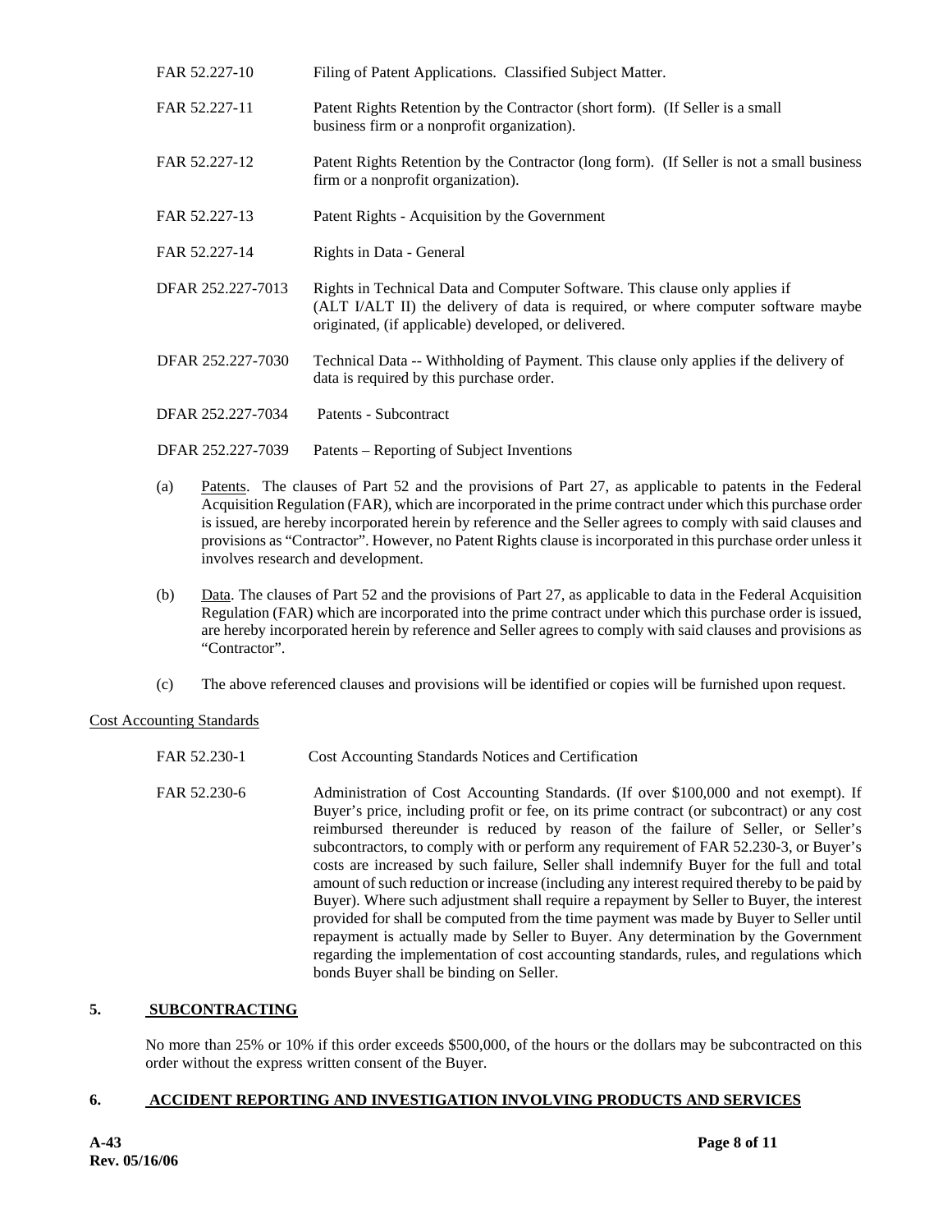| | |
|---|---|
| FAR 52.227-10 | Filing of Patent Applications. Classified Subject Matter. |
| FAR 52.227-11 | Patent Rights Retention by the Contractor (short form). (If Seller is a small business firm or a nonprofit organization). |
| FAR 52.227-12 | Patent Rights Retention by the Contractor (long form). (If Seller is not a small business firm or a nonprofit organization). |
| FAR 52.227-13 | Patent Rights - Acquisition by the Government |
| FAR 52.227-14 | Rights in Data - General |
| DFAR 252.227-7013 | Rights in Technical Data and Computer Software. This clause only applies if (ALT I/ALT II) the delivery of data is required, or where computer software maybe originated, (if applicable) developed, or delivered. |
| DFAR 252.227-7030 | Technical Data -- Withholding of Payment. This clause only applies if the delivery of data is required by this purchase order. |
| DFAR 252.227-7034 | Patents - Subcontract |
| DFAR 252.227-7039 | Patents – Reporting of Subject Inventions |

(a) Patents. The clauses of Part 52 and the provisions of Part 27, as applicable to patents in the Federal Acquisition Regulation (FAR), which are incorporated in the prime contract under which this purchase order is issued, are hereby incorporated herein by reference and the Seller agrees to comply with said clauses and provisions as "Contractor". However, no Patent Rights clause is incorporated in this purchase order unless it involves research and development.

(b) Data. The clauses of Part 52 and the provisions of Part 27, as applicable to data in the Federal Acquisition Regulation (FAR) which are incorporated into the prime contract under which this purchase order is issued, are hereby incorporated herein by reference and Seller agrees to comply with said clauses and provisions as "Contractor".

(c) The above referenced clauses and provisions will be identified or copies will be furnished upon request.

Cost Accounting Standards

| | |
|---|---|
| FAR 52.230-1 | Cost Accounting Standards Notices and Certification |
| FAR 52.230-6 | Administration of Cost Accounting Standards. (If over $100,000 and not exempt). If Buyer's price, including profit or fee, on its prime contract (or subcontract) or any cost reimbursed thereunder is reduced by reason of the failure of Seller, or Seller's subcontractors, to comply with or perform any requirement of FAR 52.230-3, or Buyer's costs are increased by such failure, Seller shall indemnify Buyer for the full and total amount of such reduction or increase (including any interest required thereby to be paid by Buyer). Where such adjustment shall require a repayment by Seller to Buyer, the interest provided for shall be computed from the time payment was made by Buyer to Seller until repayment is actually made by Seller to Buyer. Any determination by the Government regarding the implementation of cost accounting standards, rules, and regulations which bonds Buyer shall be binding on Seller. |

## 5. SUBCONTRACTING

No more than 25% or 10% if this order exceeds $500,000, of the hours or the dollars may be subcontracted on this order without the express written consent of the Buyer.

## 6. ACCIDENT REPORTING AND INVESTIGATION INVOLVING PRODUCTS AND SERVICES

**A-43**
**Rev. 05/16/06**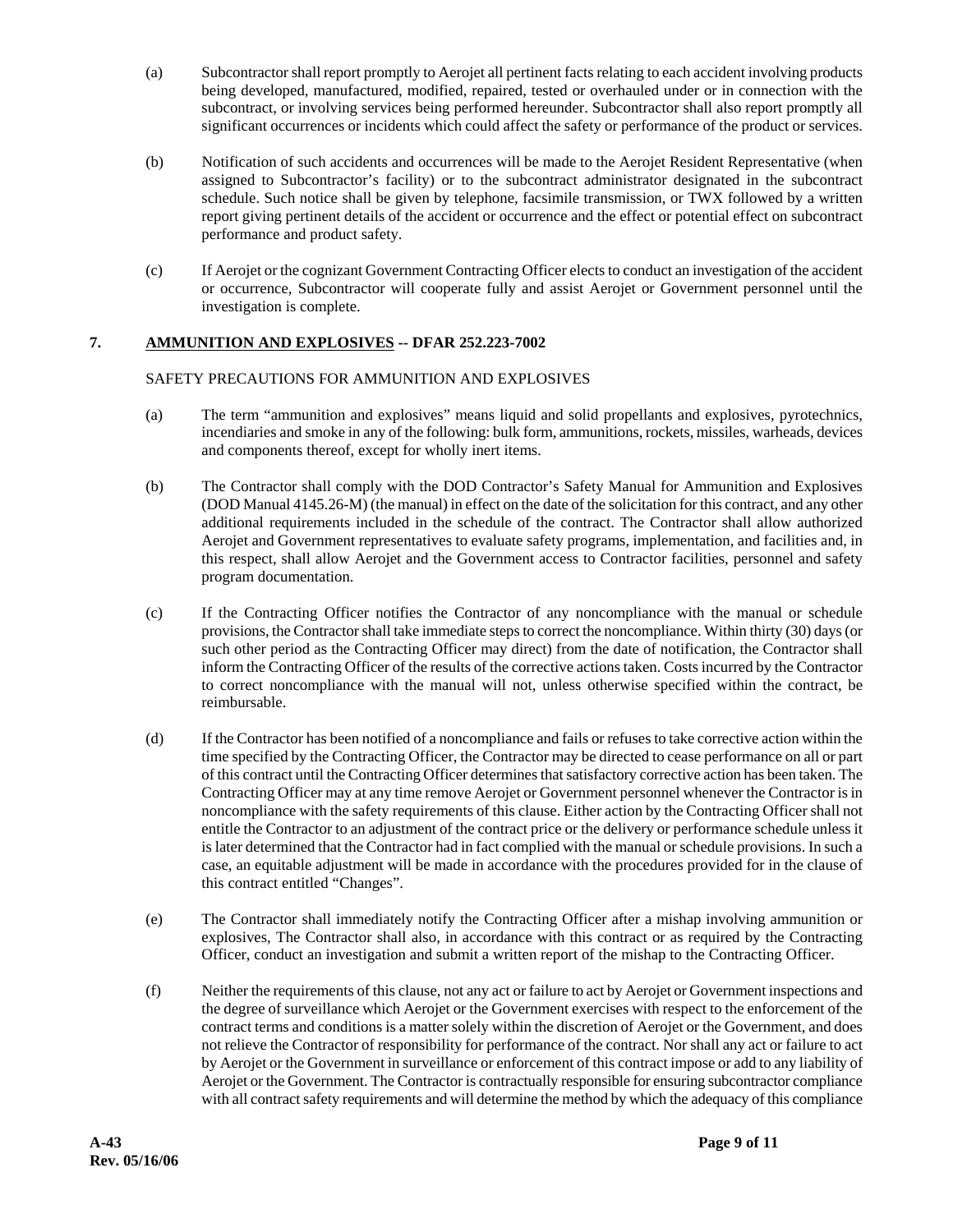(a) Subcontractor shall report promptly to Aerojet all pertinent facts relating to each accident involving products being developed, manufactured, modified, repaired, tested or overhauled under or in connection with the subcontract, or involving services being performed hereunder. Subcontractor shall also report promptly all significant occurrences or incidents which could affect the safety or performance of the product or services.

(b) Notification of such accidents and occurrences will be made to the Aerojet Resident Representative (when assigned to Subcontractor's facility) or to the subcontract administrator designated in the subcontract schedule. Such notice shall be given by telephone, facsimile transmission, or TWX followed by a written report giving pertinent details of the accident or occurrence and the effect or potential effect on subcontract performance and product safety.

(c) If Aerojet or the cognizant Government Contracting Officer elects to conduct an investigation of the accident or occurrence, Subcontractor will cooperate fully and assist Aerojet or Government personnel until the investigation is complete.

**7. <u>AMMUNITION AND EXPLOSIVES</u> -- DFAR 252.223-7002**

SAFETY PRECAUTIONS FOR AMMUNITION AND EXPLOSIVES

(a) The term "ammunition and explosives" means liquid and solid propellants and explosives, pyrotechnics, incendiaries and smoke in any of the following: bulk form, ammunitions, rockets, missiles, warheads, devices and components thereof, except for wholly inert items.

(b) The Contractor shall comply with the DOD Contractor's Safety Manual for Ammunition and Explosives (DOD Manual 4145.26-M) (the manual) in effect on the date of the solicitation for this contract, and any other additional requirements included in the schedule of the contract. The Contractor shall allow authorized Aerojet and Government representatives to evaluate safety programs, implementation, and facilities and, in this respect, shall allow Aerojet and the Government access to Contractor facilities, personnel and safety program documentation.

(c) If the Contracting Officer notifies the Contractor of any noncompliance with the manual or schedule provisions, the Contractor shall take immediate steps to correct the noncompliance. Within thirty (30) days (or such other period as the Contracting Officer may direct) from the date of notification, the Contractor shall inform the Contracting Officer of the results of the corrective actions taken. Costs incurred by the Contractor to correct noncompliance with the manual will not, unless otherwise specified within the contract, be reimbursable.

(d) If the Contractor has been notified of a noncompliance and fails or refuses to take corrective action within the time specified by the Contracting Officer, the Contractor may be directed to cease performance on all or part of this contract until the Contracting Officer determines that satisfactory corrective action has been taken. The Contracting Officer may at any time remove Aerojet or Government personnel whenever the Contractor is in noncompliance with the safety requirements of this clause. Either action by the Contracting Officer shall not entitle the Contractor to an adjustment of the contract price or the delivery or performance schedule unless it is later determined that the Contractor had in fact complied with the manual or schedule provisions. In such a case, an equitable adjustment will be made in accordance with the procedures provided for in the clause of this contract entitled "Changes".

(e) The Contractor shall immediately notify the Contracting Officer after a mishap involving ammunition or explosives, The Contractor shall also, in accordance with this contract or as required by the Contracting Officer, conduct an investigation and submit a written report of the mishap to the Contracting Officer.

(f) Neither the requirements of this clause, not any act or failure to act by Aerojet or Government inspections and the degree of surveillance which Aerojet or the Government exercises with respect to the enforcement of the contract terms and conditions is a matter solely within the discretion of Aerojet or the Government, and does not relieve the Contractor of responsibility for performance of the contract. Nor shall any act or failure to act by Aerojet or the Government in surveillance or enforcement of this contract impose or add to any liability of Aerojet or the Government. The Contractor is contractually responsible for ensuring subcontractor compliance with all contract safety requirements and will determine the method by which the adequacy of this compliance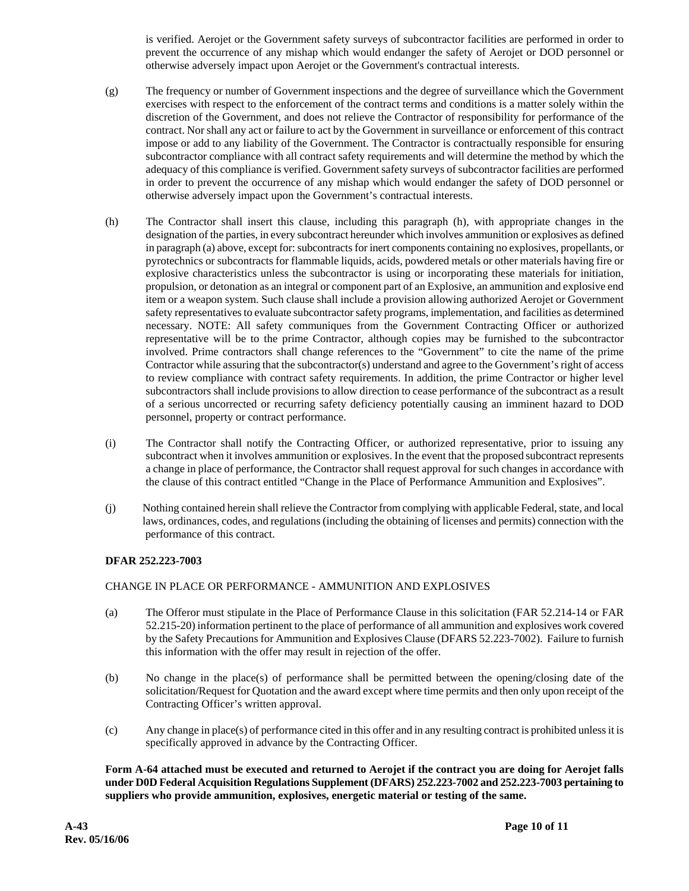is verified. Aerojet or the Government safety surveys of subcontractor facilities are performed in order to prevent the occurrence of any mishap which would endanger the safety of Aerojet or DOD personnel or otherwise adversely impact upon Aerojet or the Government's contractual interests.

(g) The frequency or number of Government inspections and the degree of surveillance which the Government exercises with respect to the enforcement of the contract terms and conditions is a matter solely within the discretion of the Government, and does not relieve the Contractor of responsibility for performance of the contract. Nor shall any act or failure to act by the Government in surveillance or enforcement of this contract impose or add to any liability of the Government. The Contractor is contractually responsible for ensuring subcontractor compliance with all contract safety requirements and will determine the method by which the adequacy of this compliance is verified. Government safety surveys of subcontractor facilities are performed in order to prevent the occurrence of any mishap which would endanger the safety of DOD personnel or otherwise adversely impact upon the Government's contractual interests.

(h) The Contractor shall insert this clause, including this paragraph (h), with appropriate changes in the designation of the parties, in every subcontract hereunder which involves ammunition or explosives as defined in paragraph (a) above, except for: subcontracts for inert components containing no explosives, propellants, or pyrotechnics or subcontracts for flammable liquids, acids, powdered metals or other materials having fire or explosive characteristics unless the subcontractor is using or incorporating these materials for initiation, propulsion, or detonation as an integral or component part of an Explosive, an ammunition and explosive end item or a weapon system. Such clause shall include a provision allowing authorized Aerojet or Government safety representatives to evaluate subcontractor safety programs, implementation, and facilities as determined necessary. NOTE: All safety communiques from the Government Contracting Officer or authorized representative will be to the prime Contractor, although copies may be furnished to the subcontractor involved. Prime contractors shall change references to the "Government" to cite the name of the prime Contractor while assuring that the subcontractor(s) understand and agree to the Government's right of access to review compliance with contract safety requirements. In addition, the prime Contractor or higher level subcontractors shall include provisions to allow direction to cease performance of the subcontract as a result of a serious uncorrected or recurring safety deficiency potentially causing an imminent hazard to DOD personnel, property or contract performance.

(i) The Contractor shall notify the Contracting Officer, or authorized representative, prior to issuing any subcontract when it involves ammunition or explosives. In the event that the proposed subcontract represents a change in place of performance, the Contractor shall request approval for such changes in accordance with the clause of this contract entitled "Change in the Place of Performance Ammunition and Explosives".

(j) Nothing contained herein shall relieve the Contractor from complying with applicable Federal, state, and local laws, ordinances, codes, and regulations (including the obtaining of licenses and permits) connection with the performance of this contract.

**DFAR 252.223-7003**

CHANGE IN PLACE OR PERFORMANCE - AMMUNITION AND EXPLOSIVES

(a) The Offeror must stipulate in the Place of Performance Clause in this solicitation (FAR 52.214-14 or FAR 52.215-20) information pertinent to the place of performance of all ammunition and explosives work covered by the Safety Precautions for Ammunition and Explosives Clause (DFARS 52.223-7002). Failure to furnish this information with the offer may result in rejection of the offer.

(b) No change in the place(s) of performance shall be permitted between the opening/closing date of the solicitation/Request for Quotation and the award except where time permits and then only upon receipt of the Contracting Officer's written approval.

(c) Any change in place(s) of performance cited in this offer and in any resulting contract is prohibited unless it is specifically approved in advance by the Contracting Officer.

**Form A-64 attached must be executed and returned to Aerojet if the contract you are doing for Aerojet falls under D0D Federal Acquisition Regulations Supplement (DFARS) 252.223-7002 and 252.223-7003 pertaining to suppliers who provide ammunition, explosives, energetic material or testing of the same.**

**A-43**
**Rev. 05/16/06**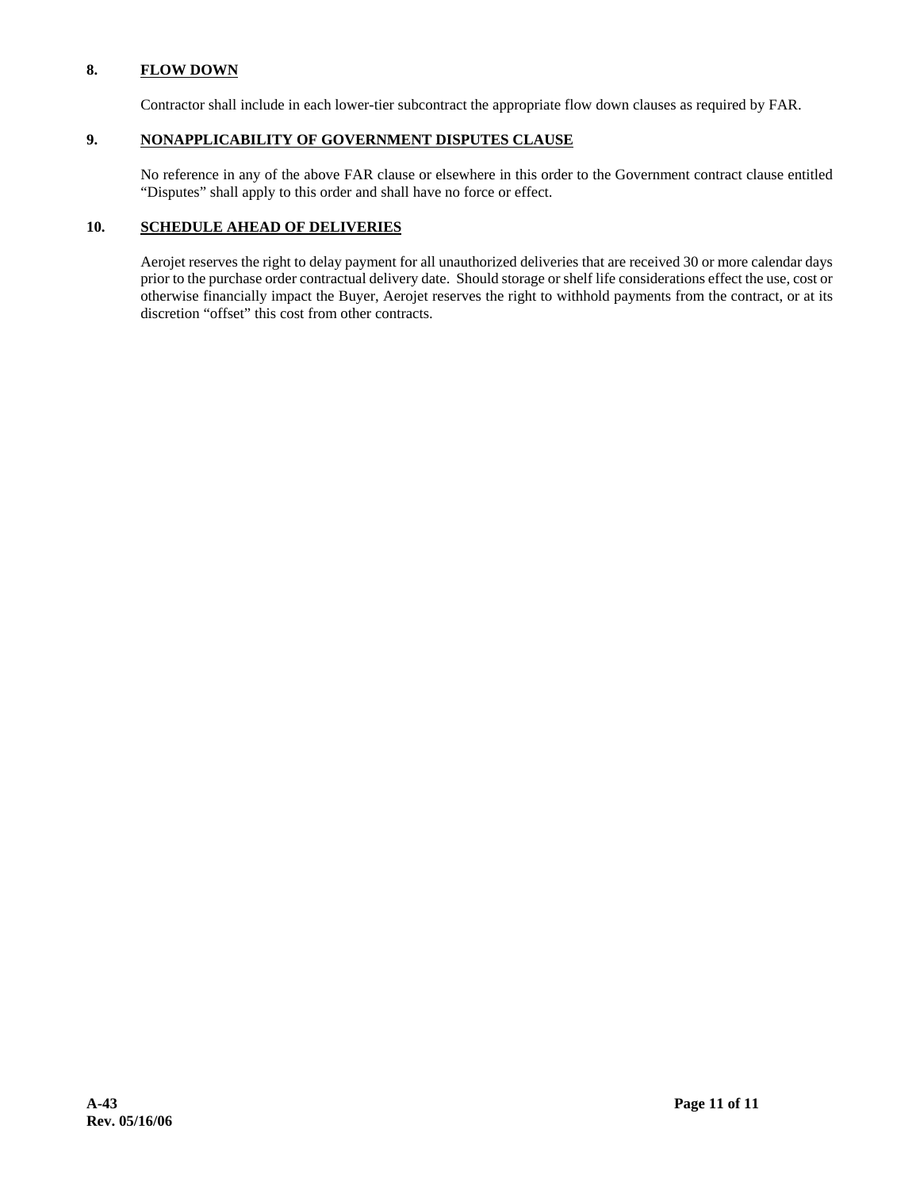**8. FLOW DOWN**

Contractor shall include in each lower-tier subcontract the appropriate flow down clauses as required by FAR.

**9. NONAPPLICABILITY OF GOVERNMENT DISPUTES CLAUSE**

No reference in any of the above FAR clause or elsewhere in this order to the Government contract clause entitled "Disputes" shall apply to this order and shall have no force or effect.

**10. SCHEDULE AHEAD OF DELIVERIES**

Aerojet reserves the right to delay payment for all unauthorized deliveries that are received 30 or more calendar days prior to the purchase order contractual delivery date. Should storage or shelf life considerations effect the use, cost or otherwise financially impact the Buyer, Aerojet reserves the right to withhold payments from the contract, or at its discretion "offset" this cost from other contracts.